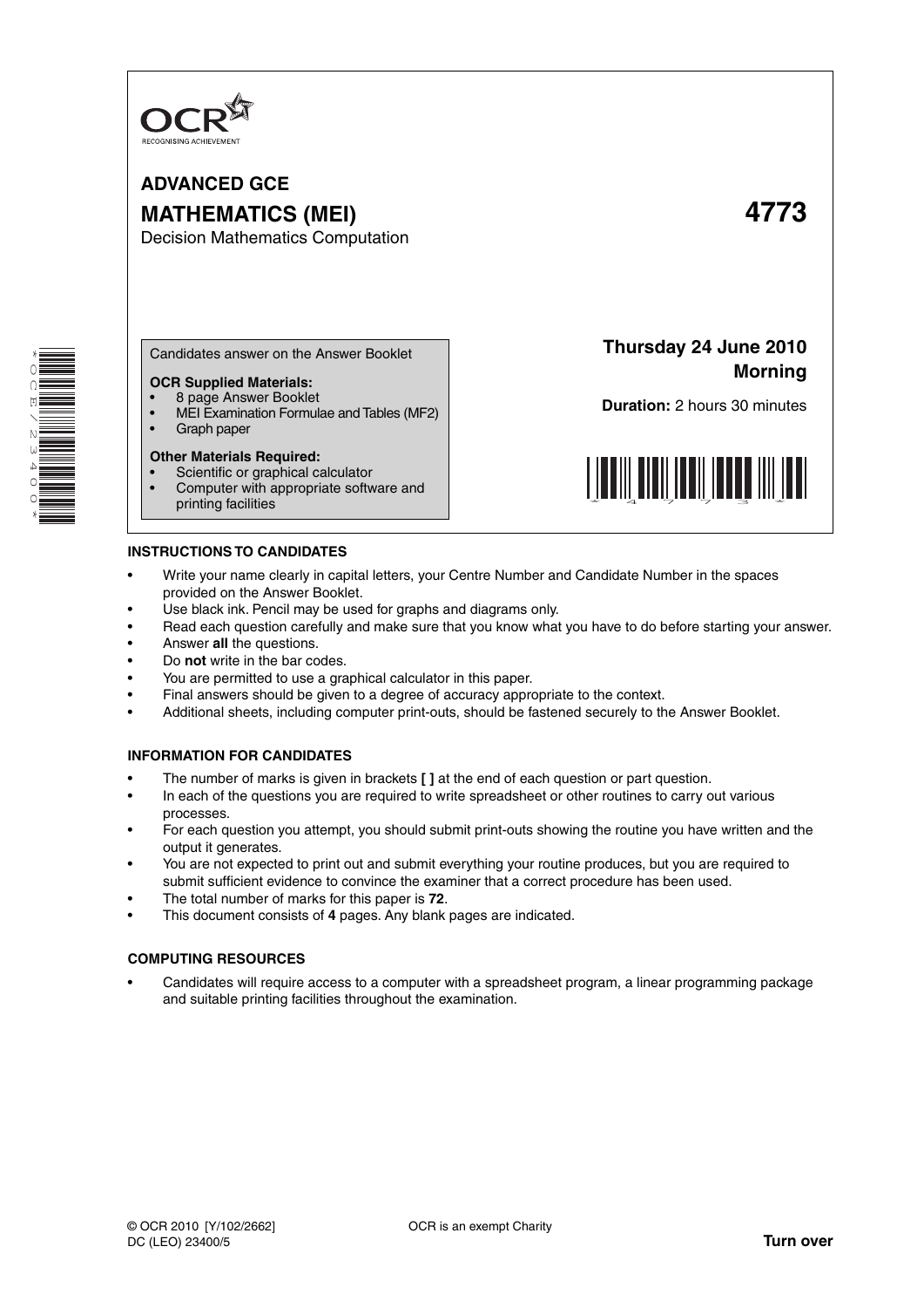OCR
RECOGNISING ACHIEVEMENT

# ADVANCED GCE

# MATHEMATICS (MEI) 4773

Decision Mathematics Computation

Candidates answer on the Answer Booklet

**OCR Supplied Materials:**

- 8 page Answer Booklet
- MEI Examination Formulae and Tables (MF2)
- Graph paper

**Other Materials Required:**

- Scientific or graphical calculator
- Computer with appropriate software and printing facilities

**Thursday 24 June 2010**
**Morning**

**Duration:** 2 hours 30 minutes

## INSTRUCTIONS TO CANDIDATES

- Write your name clearly in capital letters, your Centre Number and Candidate Number in the spaces provided on the Answer Booklet.
- Use black ink. Pencil may be used for graphs and diagrams only.
- Read each question carefully and make sure that you know what you have to do before starting your answer.
- Answer **all** the questions.
- Do **not** write in the bar codes.
- You are permitted to use a graphical calculator in this paper.
- Final answers should be given to a degree of accuracy appropriate to the context.
- Additional sheets, including computer print-outs, should be fastened securely to the Answer Booklet.

## INFORMATION FOR CANDIDATES

- The number of marks is given in brackets **[ ]** at the end of each question or part question.
- In each of the questions you are required to write spreadsheet or other routines to carry out various processes.
- For each question you attempt, you should submit print-outs showing the routine you have written and the output it generates.
- You are not expected to print out and submit everything your routine produces, but you are required to submit sufficient evidence to convince the examiner that a correct procedure has been used.
- The total number of marks for this paper is **72**.
- This document consists of **4** pages. Any blank pages are indicated.

## COMPUTING RESOURCES

- Candidates will require access to a computer with a spreadsheet program, a linear programming package and suitable printing facilities throughout the examination.

© OCR 2010 [Y/102/2662]
DC (LEO) 23400/5

OCR is an exempt Charity

**Turn over**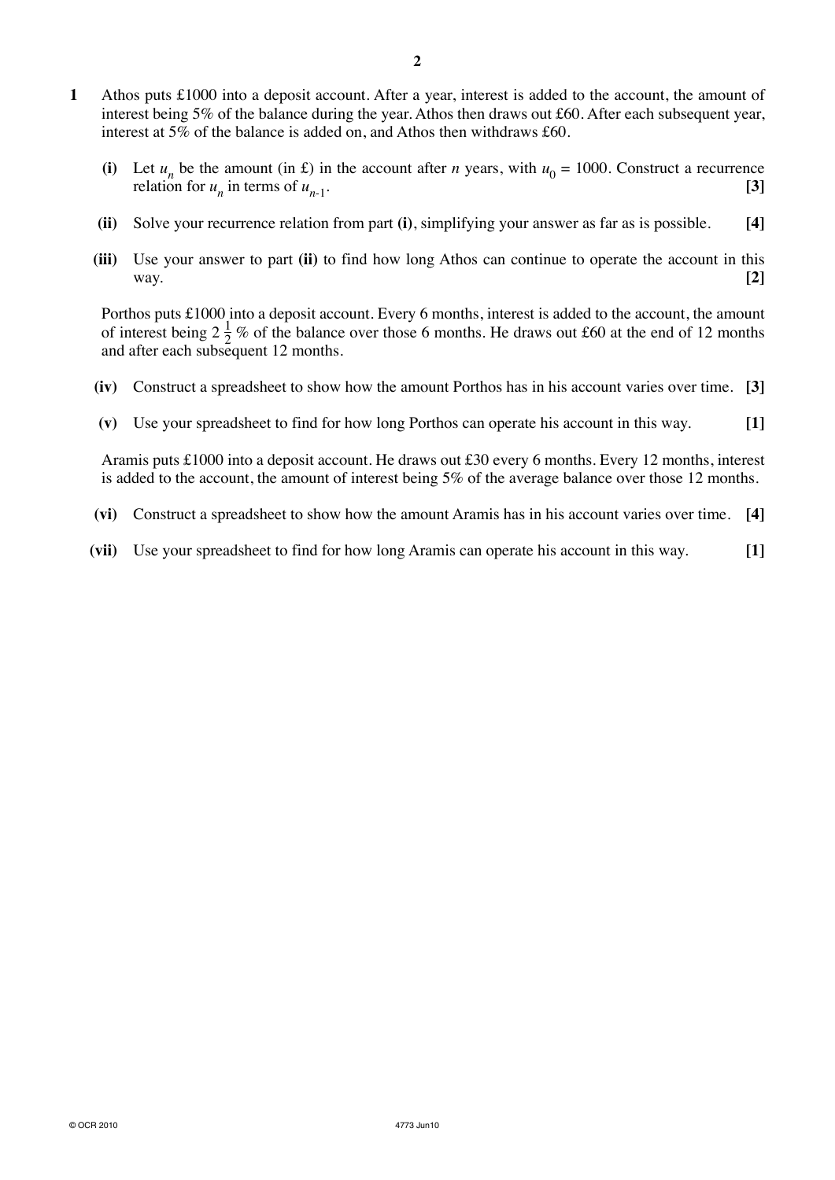**1** Athos puts £1000 into a deposit account. After a year, interest is added to the account, the amount of interest being 5% of the balance during the year. Athos then draws out £60. After each subsequent year, interest at 5% of the balance is added on, and Athos then withdraws £60.

**(i)** Let $u_n$ be the amount (in £) in the account after $n$ years, with $u_0 = 1000$. Construct a recurrence relation for $u_n$ in terms of $u_{n-1}$. **[3]**

**(ii)** Solve your recurrence relation from part **(i)**, simplifying your answer as far as is possible. **[4]**

**(iii)** Use your answer to part **(ii)** to find how long Athos can continue to operate the account in this way. **[2]**

Porthos puts £1000 into a deposit account. Every 6 months, interest is added to the account, the amount of interest being $2\frac{1}{2}$ % of the balance over those 6 months. He draws out £60 at the end of 12 months and after each subsequent 12 months.

**(iv)** Construct a spreadsheet to show how the amount Porthos has in his account varies over time. **[3]**

**(v)** Use your spreadsheet to find for how long Porthos can operate his account in this way. **[1]**

Aramis puts £1000 into a deposit account. He draws out £30 every 6 months. Every 12 months, interest is added to the account, the amount of interest being 5% of the average balance over those 12 months.

**(vi)** Construct a spreadsheet to show how the amount Aramis has in his account varies over time. **[4]**

**(vii)** Use your spreadsheet to find for how long Aramis can operate his account in this way. **[1]**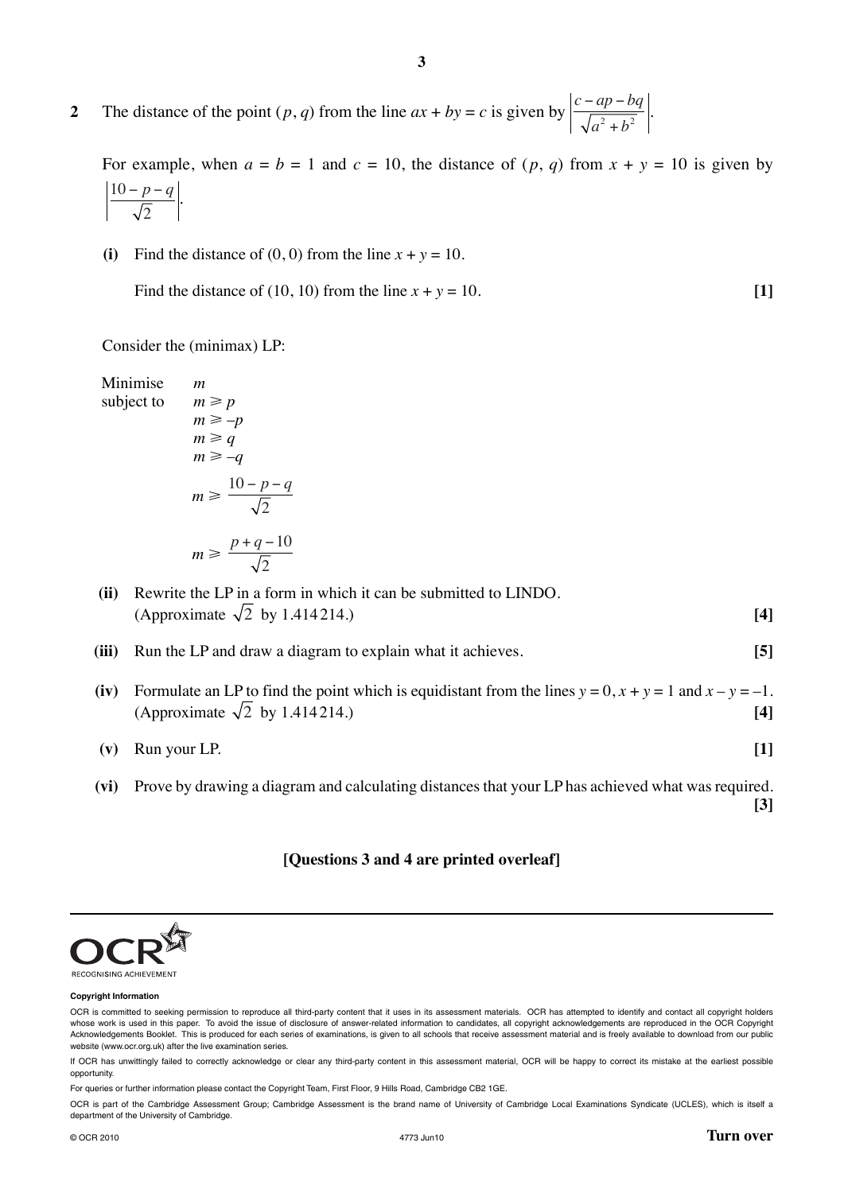**2** The distance of the point $(p, q)$ from the line $ax + by = c$ is given by $\left|\dfrac{c - ap - bq}{\sqrt{a^2 + b^2}}\right|$.

For example, when $a = b = 1$ and $c = 10$, the distance of $(p, q)$ from $x + y = 10$ is given by $\left|\dfrac{10 - p - q}{\sqrt{2}}\right|$.

**(i)** Find the distance of $(0, 0)$ from the line $x + y = 10$.

Find the distance of $(10, 10)$ from the line $x + y = 10$. **[1]**

Consider the (minimax) LP:

$$
\begin{array}{ll}
\text{Minimise} & m \\
\text{subject to} & m \geqslant p \\
& m \geqslant -p \\
& m \geqslant q \\
& m \geqslant -q \\
& m \geqslant \dfrac{10 - p - q}{\sqrt{2}} \\
& m \geqslant \dfrac{p + q - 10}{\sqrt{2}}
\end{array}
$$

**(ii)** Rewrite the LP in a form in which it can be submitted to LINDO.
(Approximate $\sqrt{2}$ by 1.414214.) **[4]**

**(iii)** Run the LP and draw a diagram to explain what it achieves. **[5]**

**(iv)** Formulate an LP to find the point which is equidistant from the lines $y = 0$, $x + y = 1$ and $x - y = -1$.
(Approximate $\sqrt{2}$ by 1.414214.) **[4]**

**(v)** Run your LP. **[1]**

**(vi)** Prove by drawing a diagram and calculating distances that your LP has achieved what was required. **[3]**

**[Questions 3 and 4 are printed overleaf]**

**Copyright Information**

OCR is committed to seeking permission to reproduce all third-party content that it uses in its assessment materials. OCR has attempted to identify and contact all copyright holders whose work is used in this paper. To avoid the issue of disclosure of answer-related information to candidates, all copyright acknowledgements are reproduced in the OCR Copyright Acknowledgements Booklet. This is produced for each series of examinations, is given to all schools that receive assessment material and is freely available to download from our public website (www.ocr.org.uk) after the live examination series.

If OCR has unwittingly failed to correctly acknowledge or clear any third-party content in this assessment material, OCR will be happy to correct its mistake at the earliest possible opportunity.

For queries or further information please contact the Copyright Team, First Floor, 9 Hills Road, Cambridge CB2 1GE.

OCR is part of the Cambridge Assessment Group; Cambridge Assessment is the brand name of University of Cambridge Local Examinations Syndicate (UCLES), which is itself a department of the University of Cambridge.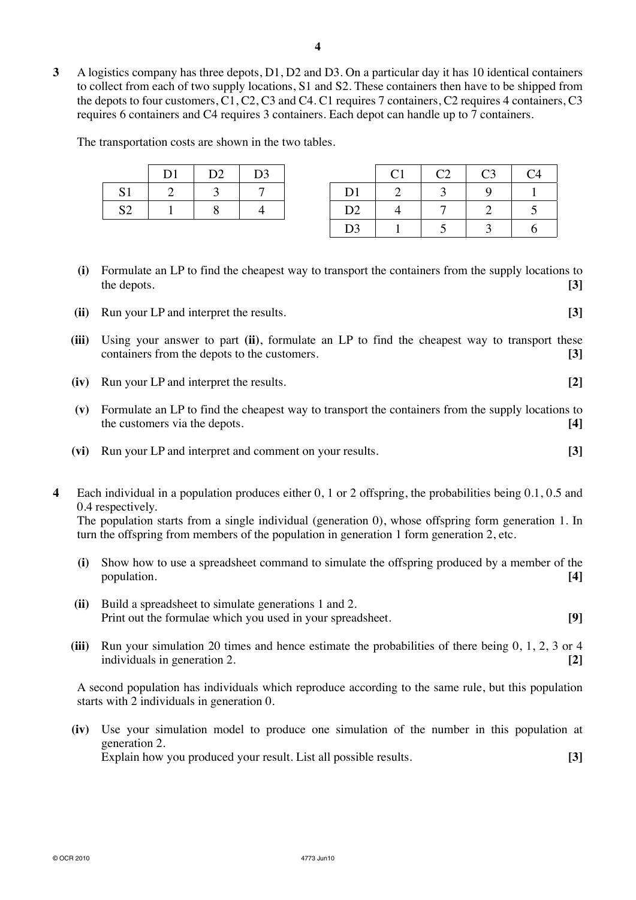**3** A logistics company has three depots, D1, D2 and D3. On a particular day it has 10 identical containers to collect from each of two supply locations, S1 and S2. These containers then have to be shipped from the depots to four customers, C1, C2, C3 and C4. C1 requires 7 containers, C2 requires 4 containers, C3 requires 6 containers and C4 requires 3 containers. Each depot can handle up to 7 containers.

The transportation costs are shown in the two tables.

| | D1 | D2 | D3 |
|---|---|---|---|
| S1 | 2 | 3 | 7 |
| S2 | 1 | 8 | 4 |

| | C1 | C2 | C3 | C4 |
|---|---|---|---|---|
| D1 | 2 | 3 | 9 | 1 |
| D2 | 4 | 7 | 2 | 5 |
| D3 | 1 | 5 | 3 | 6 |

**(i)** Formulate an LP to find the cheapest way to transport the containers from the supply locations to the depots. **[3]**

**(ii)** Run your LP and interpret the results. **[3]**

**(iii)** Using your answer to part **(ii)**, formulate an LP to find the cheapest way to transport these containers from the depots to the customers. **[3]**

**(iv)** Run your LP and interpret the results. **[2]**

**(v)** Formulate an LP to find the cheapest way to transport the containers from the supply locations to the customers via the depots. **[4]**

**(vi)** Run your LP and interpret and comment on your results. **[3]**

**4** Each individual in a population produces either 0, 1 or 2 offspring, the probabilities being 0.1, 0.5 and 0.4 respectively.
The population starts from a single individual (generation 0), whose offspring form generation 1. In turn the offspring from members of the population in generation 1 form generation 2, etc.

**(i)** Show how to use a spreadsheet command to simulate the offspring produced by a member of the population. **[4]**

**(ii)** Build a spreadsheet to simulate generations 1 and 2.
Print out the formulae which you used in your spreadsheet. **[9]**

**(iii)** Run your simulation 20 times and hence estimate the probabilities of there being 0, 1, 2, 3 or 4 individuals in generation 2. **[2]**

A second population has individuals which reproduce according to the same rule, but this population starts with 2 individuals in generation 0.

**(iv)** Use your simulation model to produce one simulation of the number in this population at generation 2.
Explain how you produced your result. List all possible results. **[3]**